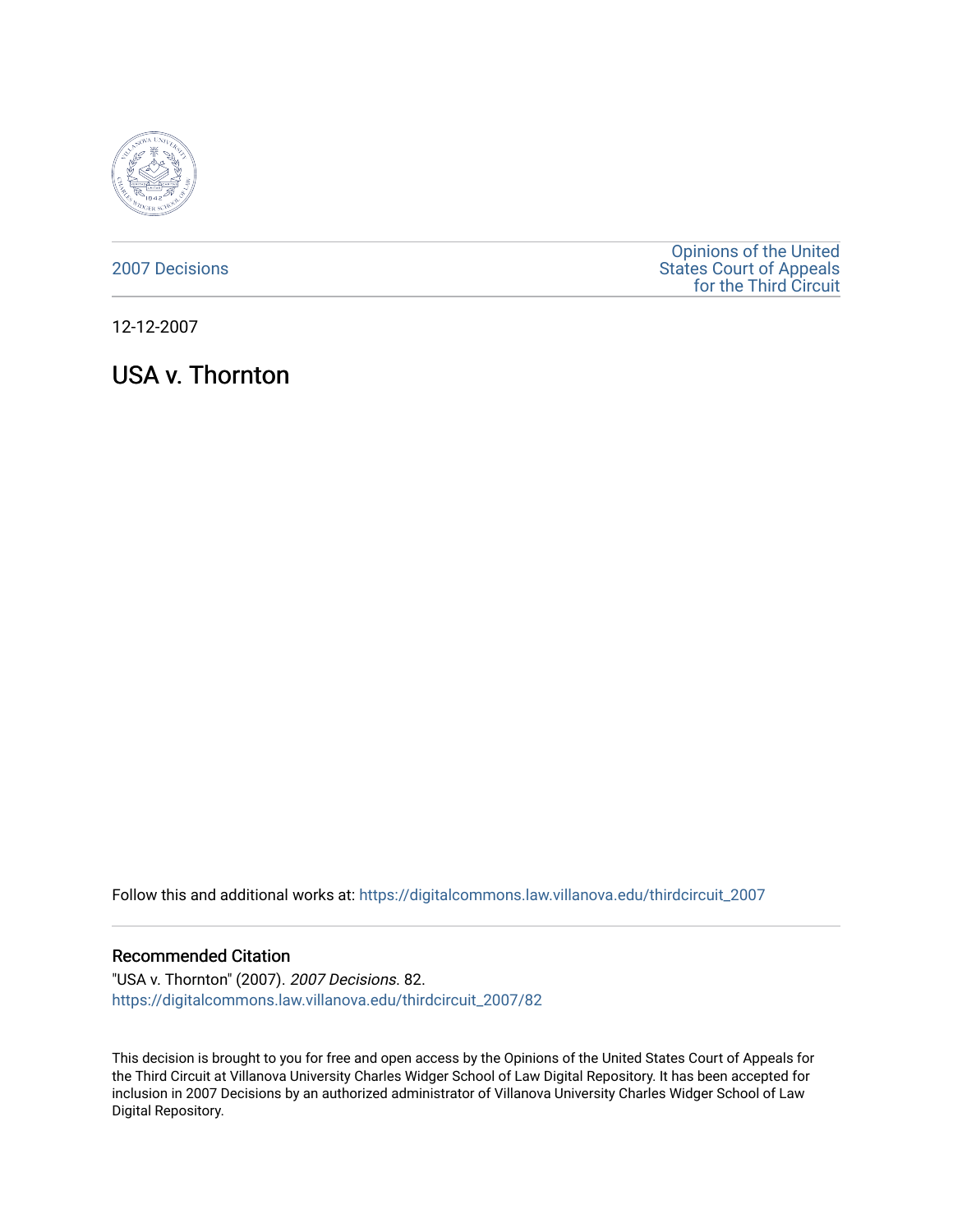2007 Decisions

Opinions of the United States Court of Appeals for the Third Circuit

12-12-2007

# USA v. Thornton

Follow this and additional works at: https://digitalcommons.law.villanova.edu/thirdcircuit_2007

## Recommended Citation

"USA v. Thornton" (2007). *2007 Decisions*. 82.
https://digitalcommons.law.villanova.edu/thirdcircuit_2007/82

This decision is brought to you for free and open access by the Opinions of the United States Court of Appeals for the Third Circuit at Villanova University Charles Widger School of Law Digital Repository. It has been accepted for inclusion in 2007 Decisions by an authorized administrator of Villanova University Charles Widger School of Law Digital Repository.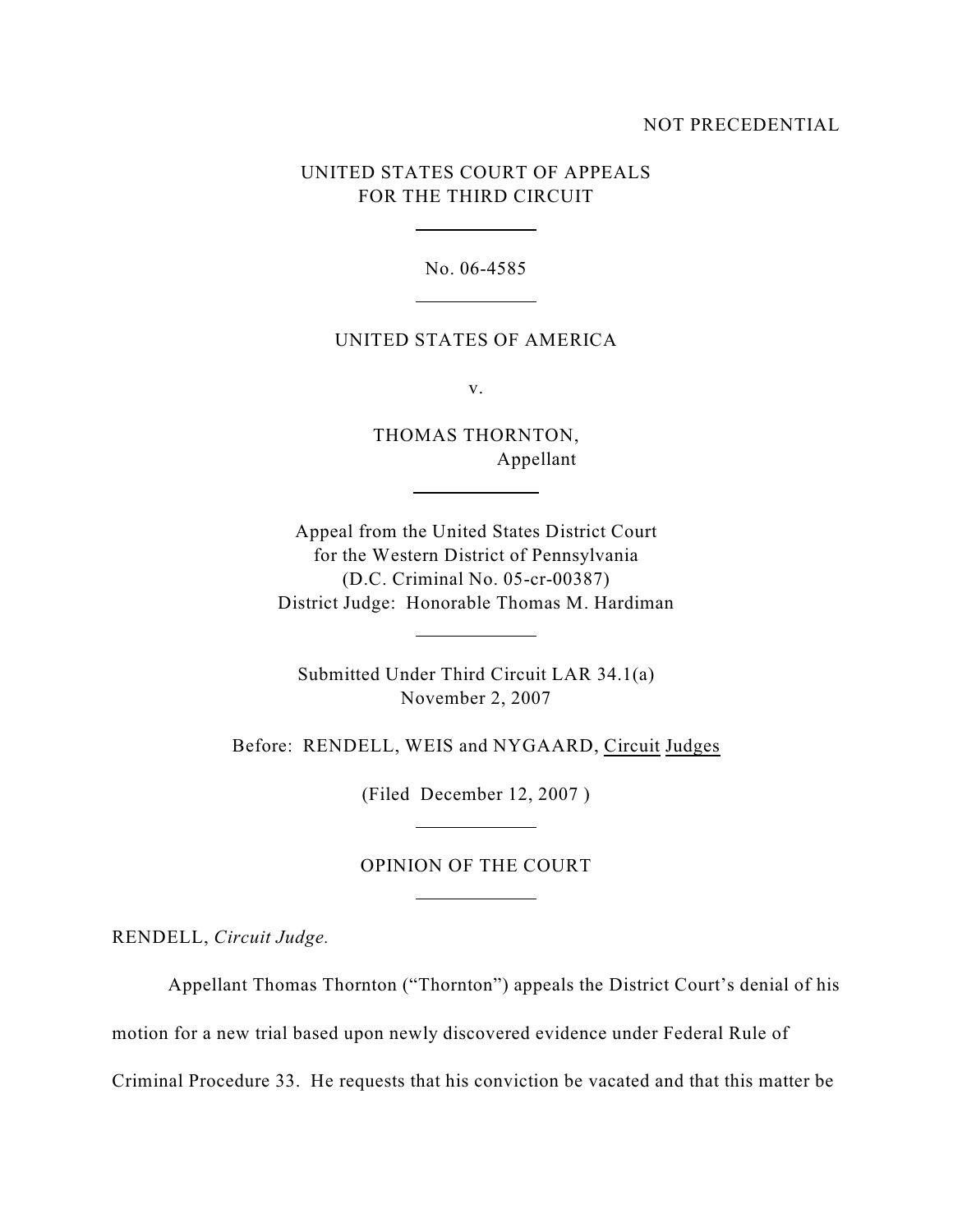NOT PRECEDENTIAL

UNITED STATES COURT OF APPEALS
FOR THE THIRD CIRCUIT

No. 06-4585

UNITED STATES OF AMERICA

v.

THOMAS THORNTON,
Appellant

Appeal from the United States District Court
for the Western District of Pennsylvania
(D.C. Criminal No. 05-cr-00387)
District Judge: Honorable Thomas M. Hardiman

Submitted Under Third Circuit LAR 34.1(a)
November 2, 2007

Before: RENDELL, WEIS and NYGAARD, Circuit Judges

(Filed December 12, 2007 )

OPINION OF THE COURT

RENDELL, *Circuit Judge.*

Appellant Thomas Thornton ("Thornton") appeals the District Court's denial of his motion for a new trial based upon newly discovered evidence under Federal Rule of Criminal Procedure 33. He requests that his conviction be vacated and that this matter be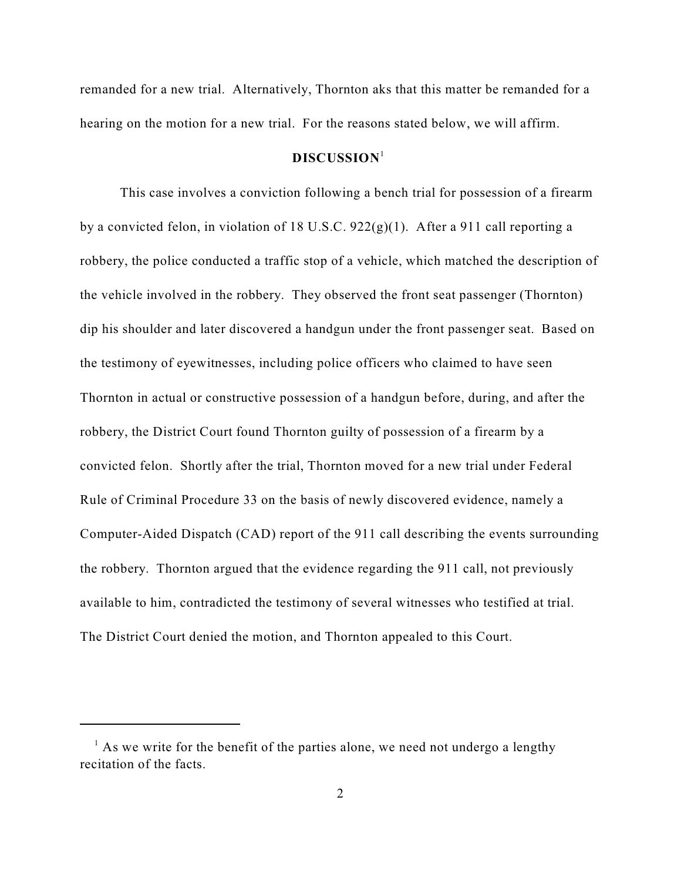remanded for a new trial. Alternatively, Thornton aks that this matter be remanded for a hearing on the motion for a new trial. For the reasons stated below, we will affirm.

## DISCUSSION[1]

This case involves a conviction following a bench trial for possession of a firearm by a convicted felon, in violation of 18 U.S.C. 922(g)(1). After a 911 call reporting a robbery, the police conducted a traffic stop of a vehicle, which matched the description of the vehicle involved in the robbery. They observed the front seat passenger (Thornton) dip his shoulder and later discovered a handgun under the front passenger seat. Based on the testimony of eyewitnesses, including police officers who claimed to have seen Thornton in actual or constructive possession of a handgun before, during, and after the robbery, the District Court found Thornton guilty of possession of a firearm by a convicted felon. Shortly after the trial, Thornton moved for a new trial under Federal Rule of Criminal Procedure 33 on the basis of newly discovered evidence, namely a Computer-Aided Dispatch (CAD) report of the 911 call describing the events surrounding the robbery. Thornton argued that the evidence regarding the 911 call, not previously available to him, contradicted the testimony of several witnesses who testified at trial. The District Court denied the motion, and Thornton appealed to this Court.

---

[1] As we write for the benefit of the parties alone, we need not undergo a lengthy recitation of the facts.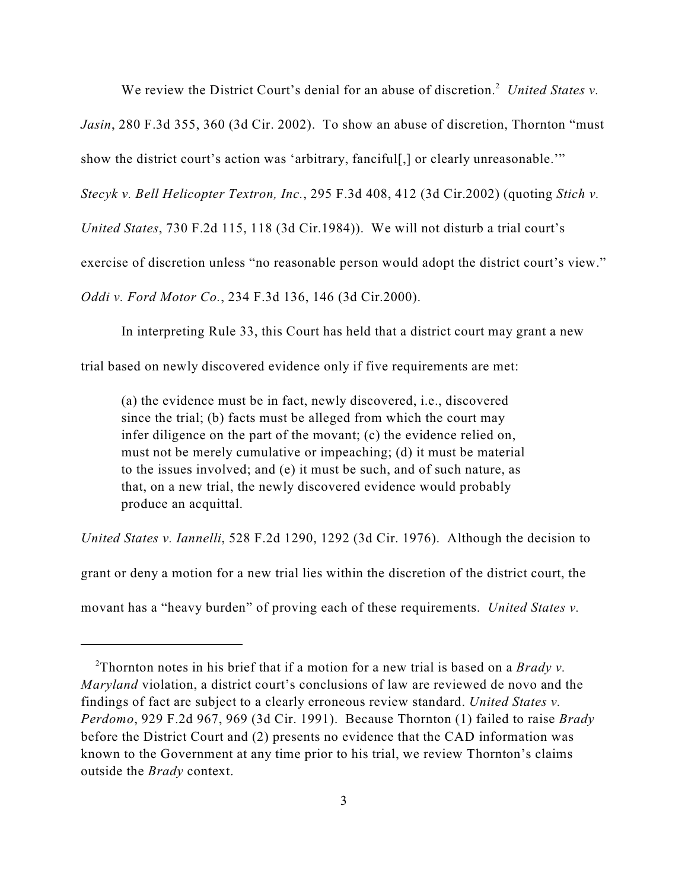We review the District Court's denial for an abuse of discretion.[2] *United States v. Jasin*, 280 F.3d 355, 360 (3d Cir. 2002). To show an abuse of discretion, Thornton "must show the district court's action was 'arbitrary, fanciful[,] or clearly unreasonable.'" *Stecyk v. Bell Helicopter Textron, Inc.*, 295 F.3d 408, 412 (3d Cir.2002) (quoting *Stich v. United States*, 730 F.2d 115, 118 (3d Cir.1984)). We will not disturb a trial court's exercise of discretion unless "no reasonable person would adopt the district court's view." *Oddi v. Ford Motor Co.*, 234 F.3d 136, 146 (3d Cir.2000).

In interpreting Rule 33, this Court has held that a district court may grant a new trial based on newly discovered evidence only if five requirements are met:

> (a) the evidence must be in fact, newly discovered, i.e., discovered since the trial; (b) facts must be alleged from which the court may infer diligence on the part of the movant; (c) the evidence relied on, must not be merely cumulative or impeaching; (d) it must be material to the issues involved; and (e) it must be such, and of such nature, as that, on a new trial, the newly discovered evidence would probably produce an acquittal.

*United States v. Iannelli*, 528 F.2d 1290, 1292 (3d Cir. 1976). Although the decision to grant or deny a motion for a new trial lies within the discretion of the district court, the movant has a "heavy burden" of proving each of these requirements. *United States v.*

---

[2] Thornton notes in his brief that if a motion for a new trial is based on a *Brady v. Maryland* violation, a district court's conclusions of law are reviewed de novo and the findings of fact are subject to a clearly erroneous review standard. *United States v. Perdomo*, 929 F.2d 967, 969 (3d Cir. 1991). Because Thornton (1) failed to raise *Brady* before the District Court and (2) presents no evidence that the CAD information was known to the Government at any time prior to his trial, we review Thornton's claims outside the *Brady* context.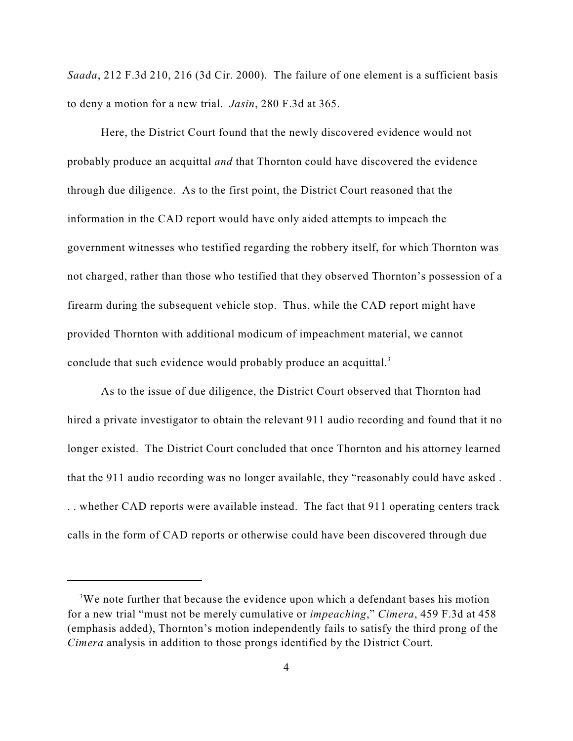*Saada*, 212 F.3d 210, 216 (3d Cir. 2000). The failure of one element is a sufficient basis to deny a motion for a new trial. *Jasin*, 280 F.3d at 365.

Here, the District Court found that the newly discovered evidence would not probably produce an acquittal *and* that Thornton could have discovered the evidence through due diligence. As to the first point, the District Court reasoned that the information in the CAD report would have only aided attempts to impeach the government witnesses who testified regarding the robbery itself, for which Thornton was not charged, rather than those who testified that they observed Thornton's possession of a firearm during the subsequent vehicle stop. Thus, while the CAD report might have provided Thornton with additional modicum of impeachment material, we cannot conclude that such evidence would probably produce an acquittal.[3]

As to the issue of due diligence, the District Court observed that Thornton had hired a private investigator to obtain the relevant 911 audio recording and found that it no longer existed. The District Court concluded that once Thornton and his attorney learned that the 911 audio recording was no longer available, they "reasonably could have asked . . . whether CAD reports were available instead. The fact that 911 operating centers track calls in the form of CAD reports or otherwise could have been discovered through due

---

[3] We note further that because the evidence upon which a defendant bases his motion for a new trial "must not be merely cumulative or *impeaching*," *Cimera*, 459 F.3d at 458 (emphasis added), Thornton's motion independently fails to satisfy the third prong of the *Cimera* analysis in addition to those prongs identified by the District Court.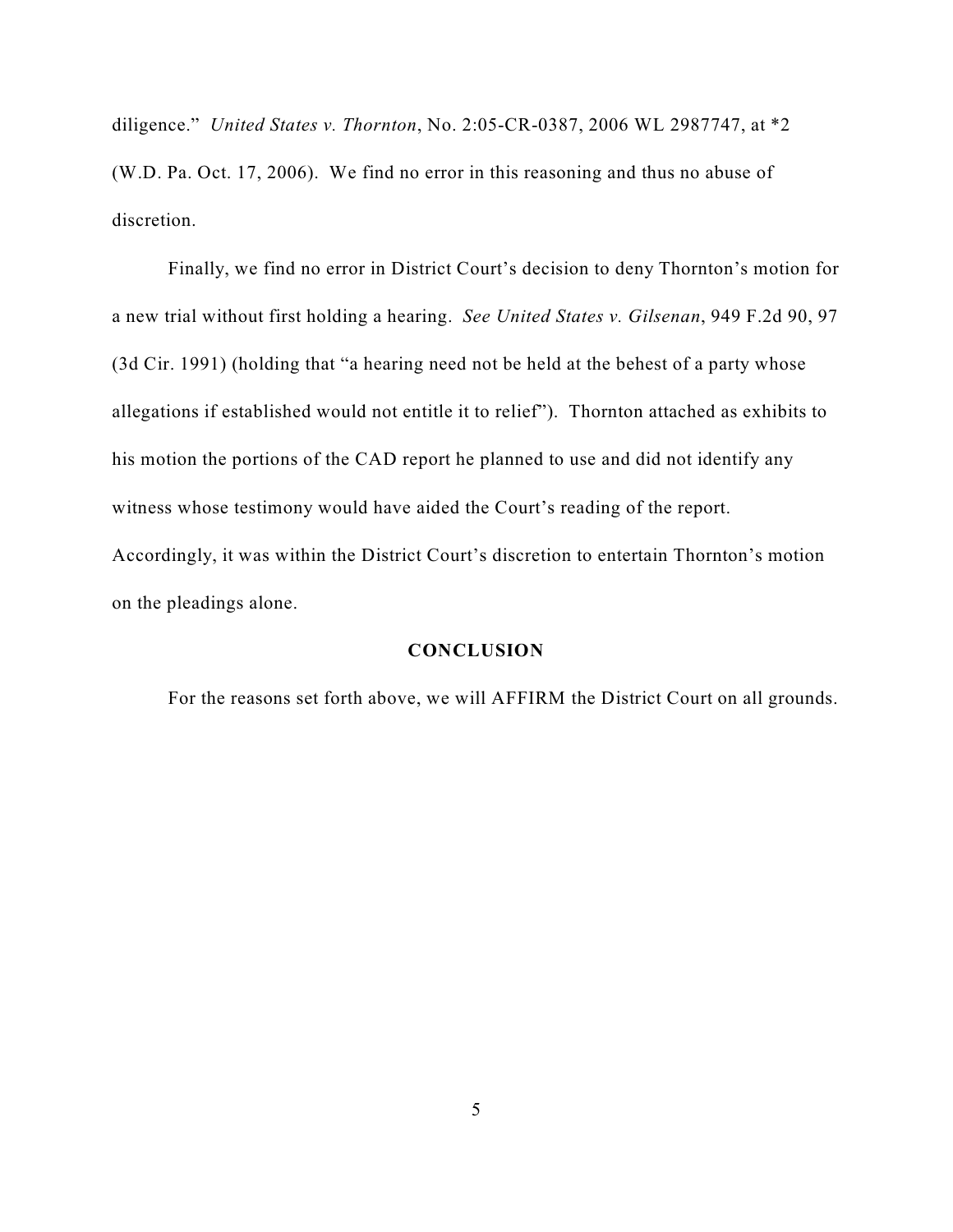diligence." *United States v. Thornton*, No. 2:05-CR-0387, 2006 WL 2987747, at *2 (W.D. Pa. Oct. 17, 2006). We find no error in this reasoning and thus no abuse of discretion.

Finally, we find no error in District Court's decision to deny Thornton's motion for a new trial without first holding a hearing. *See United States v. Gilsenan*, 949 F.2d 90, 97 (3d Cir. 1991) (holding that "a hearing need not be held at the behest of a party whose allegations if established would not entitle it to relief"). Thornton attached as exhibits to his motion the portions of the CAD report he planned to use and did not identify any witness whose testimony would have aided the Court's reading of the report. Accordingly, it was within the District Court's discretion to entertain Thornton's motion on the pleadings alone.

**CONCLUSION**

For the reasons set forth above, we will AFFIRM the District Court on all grounds.